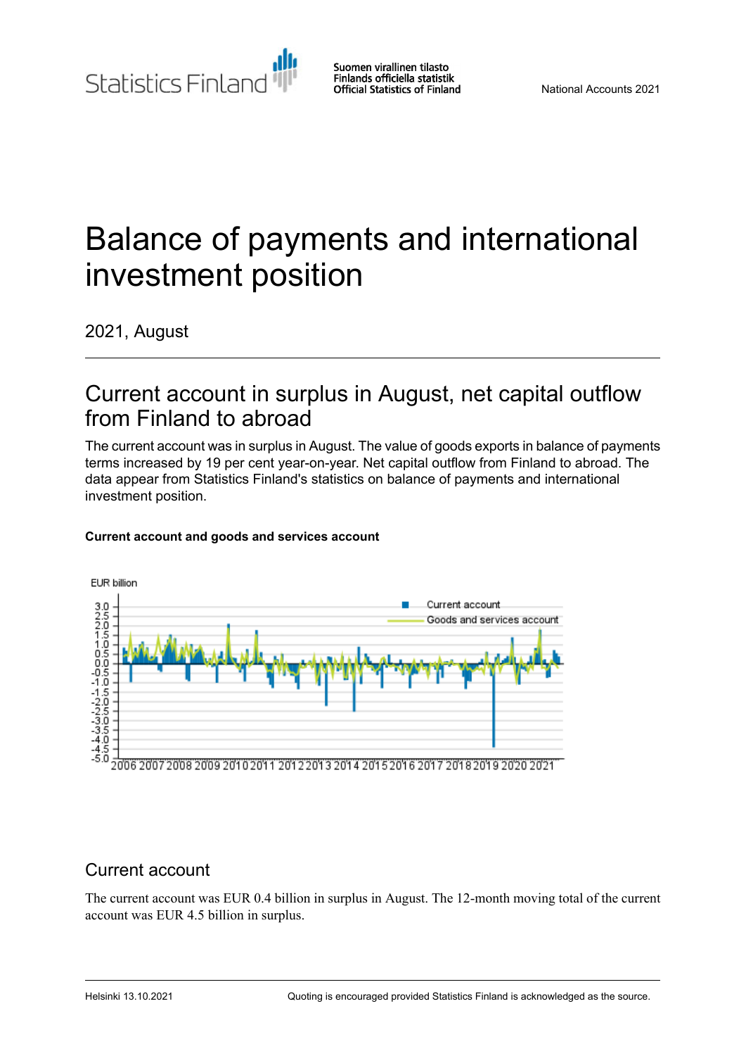Statistics Finland

Suomen virallinen tilasto
Finlands officiella statistik
Official Statistics of Finland

National Accounts 2021

# Balance of payments and international investment position

2021, August

## Current account in surplus in August, net capital outflow from Finland to abroad

The current account was in surplus in August. The value of goods exports in balance of payments terms increased by 19 per cent year-on-year. Net capital outflow from Finland to abroad. The data appear from Statistics Finland's statistics on balance of payments and international investment position.

**Current account and goods and services account**

## Current account

The current account was EUR 0.4 billion in surplus in August. The 12-month moving total of the current account was EUR 4.5 billion in surplus.

Helsinki 13.10.2021

Quoting is encouraged provided Statistics Finland is acknowledged as the source.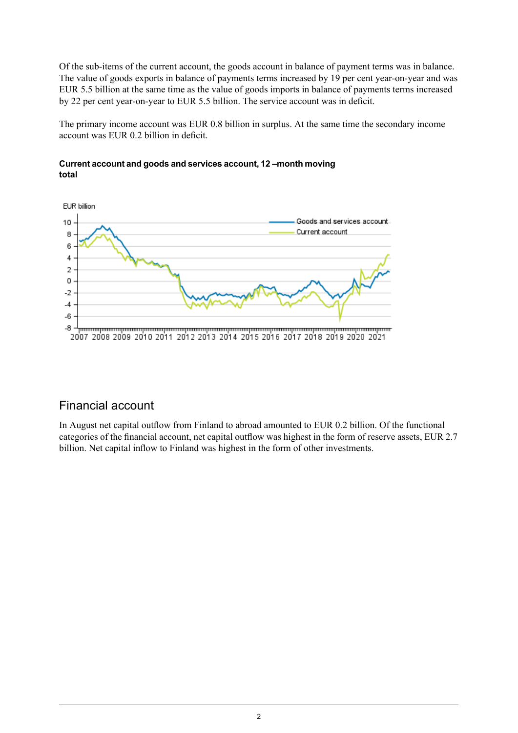Of the sub-items of the current account, the goods account in balance of payment terms was in balance. The value of goods exports in balance of payments terms increased by 19 per cent year-on-year and was EUR 5.5 billion at the same time as the value of goods imports in balance of payments terms increased by 22 per cent year-on-year to EUR 5.5 billion. The service account was in deficit.

The primary income account was EUR 0.8 billion in surplus. At the same time the secondary income account was EUR 0.2 billion in deficit.

**Current account and goods and services account, 12 –month moving total**

## Financial account

In August net capital outflow from Finland to abroad amounted to EUR 0.2 billion. Of the functional categories of the financial account, net capital outflow was highest in the form of reserve assets, EUR 2.7 billion. Net capital inflow to Finland was highest in the form of other investments.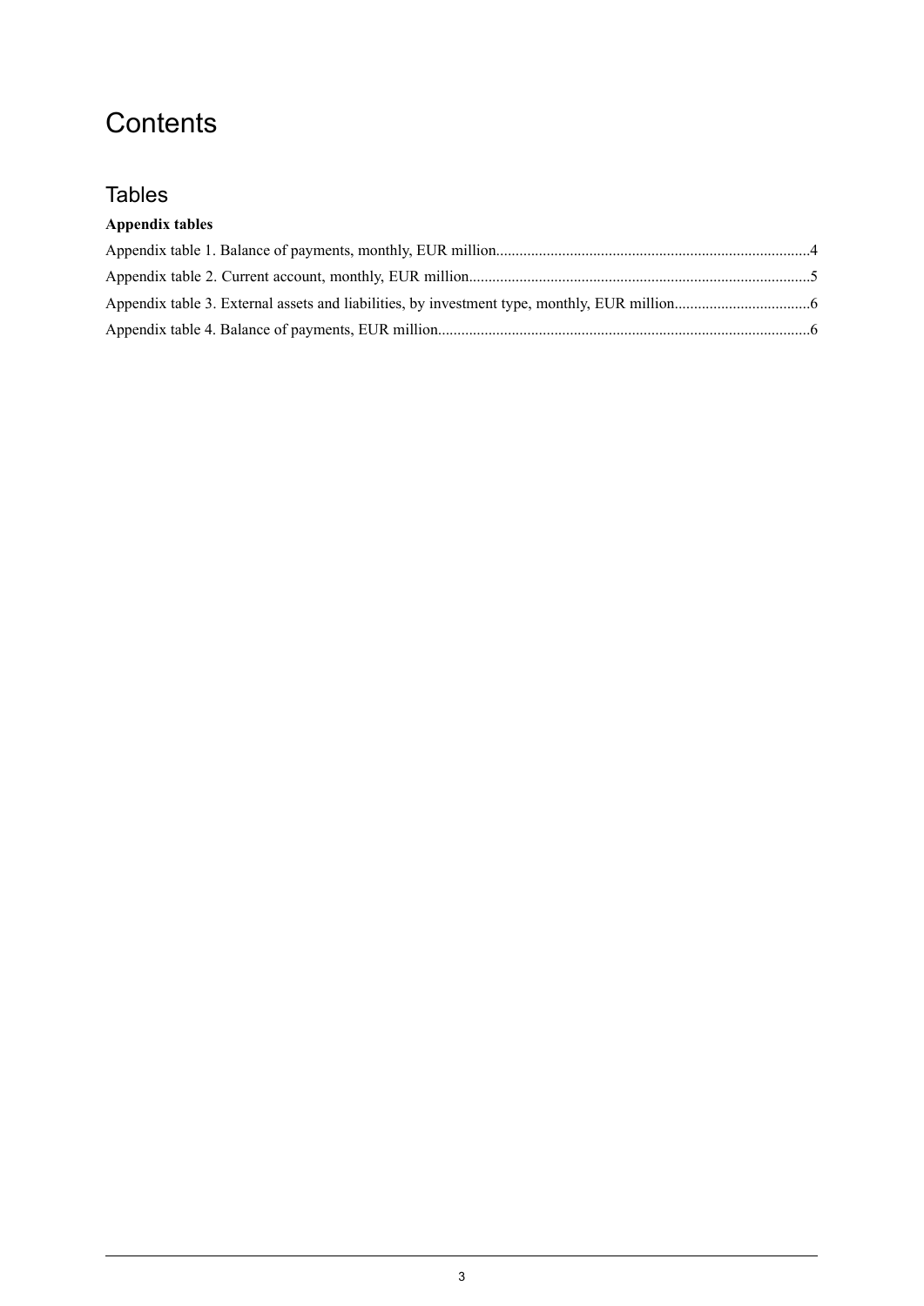# Contents

## Tables

**Appendix tables**

Appendix table 1. Balance of payments, monthly, EUR million................................................................................4

Appendix table 2. Current account, monthly, EUR million.......................................................................................5

Appendix table 3. External assets and liabilities, by investment type, monthly, EUR million..................................6

Appendix table 4. Balance of payments, EUR million..............................................................................................6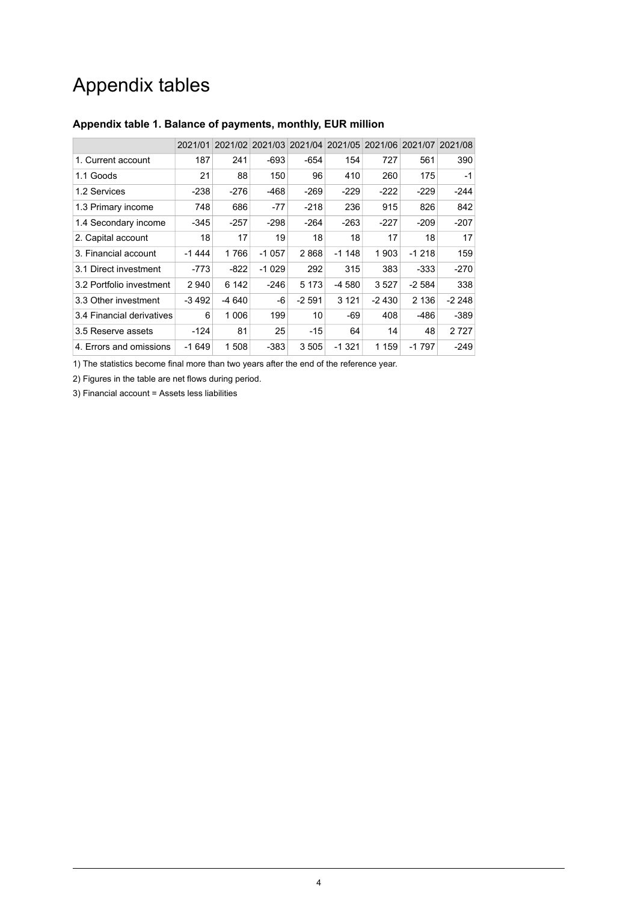# Appendix tables

### Appendix table 1. Balance of payments, monthly, EUR million

| | 2021/01 | 2021/02 | 2021/03 | 2021/04 | 2021/05 | 2021/06 | 2021/07 | 2021/08 |
|---|---|---|---|---|---|---|---|---|
| 1. Current account | 187 | 241 | -693 | -654 | 154 | 727 | 561 | 390 |
| 1.1 Goods | 21 | 88 | 150 | 96 | 410 | 260 | 175 | -1 |
| 1.2 Services | -238 | -276 | -468 | -269 | -229 | -222 | -229 | -244 |
| 1.3 Primary income | 748 | 686 | -77 | -218 | 236 | 915 | 826 | 842 |
| 1.4 Secondary income | -345 | -257 | -298 | -264 | -263 | -227 | -209 | -207 |
| 2. Capital account | 18 | 17 | 19 | 18 | 18 | 17 | 18 | 17 |
| 3. Financial account | -1 444 | 1 766 | -1 057 | 2 868 | -1 148 | 1 903 | -1 218 | 159 |
| 3.1 Direct investment | -773 | -822 | -1 029 | 292 | 315 | 383 | -333 | -270 |
| 3.2 Portfolio investment | 2 940 | 6 142 | -246 | 5 173 | -4 580 | 3 527 | -2 584 | 338 |
| 3.3 Other investment | -3 492 | -4 640 | -6 | -2 591 | 3 121 | -2 430 | 2 136 | -2 248 |
| 3.4 Financial derivatives | 6 | 1 006 | 199 | 10 | -69 | 408 | -486 | -389 |
| 3.5 Reserve assets | -124 | 81 | 25 | -15 | 64 | 14 | 48 | 2 727 |
| 4. Errors and omissions | -1 649 | 1 508 | -383 | 3 505 | -1 321 | 1 159 | -1 797 | -249 |

1) The statistics become final more than two years after the end of the reference year.

2) Figures in the table are net flows during period.

3) Financial account = Assets less liabilities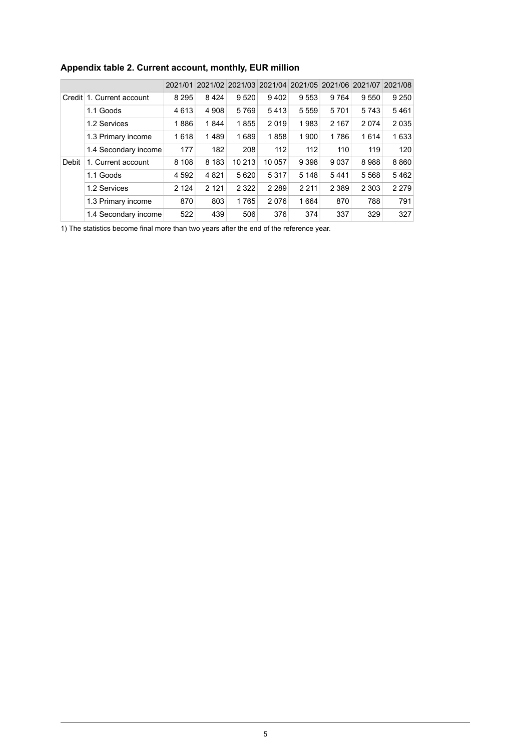**Appendix table 2. Current account, monthly, EUR million**

| | | 2021/01 | 2021/02 | 2021/03 | 2021/04 | 2021/05 | 2021/06 | 2021/07 | 2021/08 |
|---|---|---|---|---|---|---|---|---|---|
| Credit | 1. Current account | 8 295 | 8 424 | 9 520 | 9 402 | 9 553 | 9 764 | 9 550 | 9 250 |
| | 1.1 Goods | 4 613 | 4 908 | 5 769 | 5 413 | 5 559 | 5 701 | 5 743 | 5 461 |
| | 1.2 Services | 1 886 | 1 844 | 1 855 | 2 019 | 1 983 | 2 167 | 2 074 | 2 035 |
| | 1.3 Primary income | 1 618 | 1 489 | 1 689 | 1 858 | 1 900 | 1 786 | 1 614 | 1 633 |
| | 1.4 Secondary income | 177 | 182 | 208 | 112 | 112 | 110 | 119 | 120 |
| Debit | 1. Current account | 8 108 | 8 183 | 10 213 | 10 057 | 9 398 | 9 037 | 8 988 | 8 860 |
| | 1.1 Goods | 4 592 | 4 821 | 5 620 | 5 317 | 5 148 | 5 441 | 5 568 | 5 462 |
| | 1.2 Services | 2 124 | 2 121 | 2 322 | 2 289 | 2 211 | 2 389 | 2 303 | 2 279 |
| | 1.3 Primary income | 870 | 803 | 1 765 | 2 076 | 1 664 | 870 | 788 | 791 |
| | 1.4 Secondary income | 522 | 439 | 506 | 376 | 374 | 337 | 329 | 327 |

1) The statistics become final more than two years after the end of the reference year.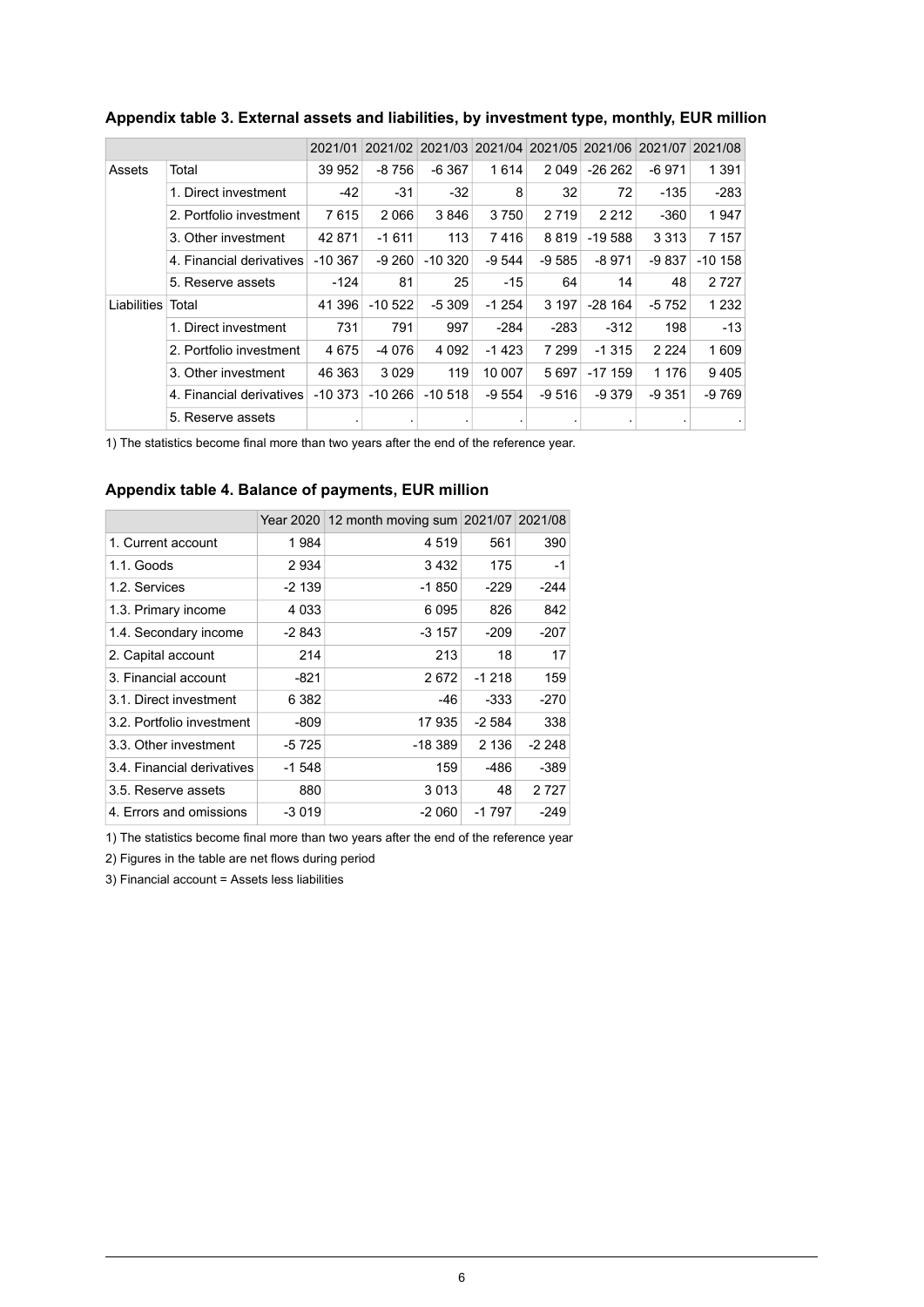### Appendix table 3. External assets and liabilities, by investment type, monthly, EUR million

| | | 2021/01 | 2021/02 | 2021/03 | 2021/04 | 2021/05 | 2021/06 | 2021/07 | 2021/08 |
|---|---|---|---|---|---|---|---|---|---|
| Assets | Total | 39 952 | -8 756 | -6 367 | 1 614 | 2 049 | -26 262 | -6 971 | 1 391 |
| | 1. Direct investment | -42 | -31 | -32 | 8 | 32 | 72 | -135 | -283 |
| | 2. Portfolio investment | 7 615 | 2 066 | 3 846 | 3 750 | 2 719 | 2 212 | -360 | 1 947 |
| | 3. Other investment | 42 871 | -1 611 | 113 | 7 416 | 8 819 | -19 588 | 3 313 | 7 157 |
| | 4. Financial derivatives | -10 367 | -9 260 | -10 320 | -9 544 | -9 585 | -8 971 | -9 837 | -10 158 |
| | 5. Reserve assets | -124 | 81 | 25 | -15 | 64 | 14 | 48 | 2 727 |
| Liabilities | Total | 41 396 | -10 522 | -5 309 | -1 254 | 3 197 | -28 164 | -5 752 | 1 232 |
| | 1. Direct investment | 731 | 791 | 997 | -284 | -283 | -312 | 198 | -13 |
| | 2. Portfolio investment | 4 675 | -4 076 | 4 092 | -1 423 | 7 299 | -1 315 | 2 224 | 1 609 |
| | 3. Other investment | 46 363 | 3 029 | 119 | 10 007 | 5 697 | -17 159 | 1 176 | 9 405 |
| | 4. Financial derivatives | -10 373 | -10 266 | -10 518 | -9 554 | -9 516 | -9 379 | -9 351 | -9 769 |
| | 5. Reserve assets | . | . | . | . | . | . | . | . |

1) The statistics become final more than two years after the end of the reference year.

### Appendix table 4. Balance of payments, EUR million

| | Year 2020 | 12 month moving sum | 2021/07 | 2021/08 |
|---|---|---|---|---|
| 1. Current account | 1 984 | 4 519 | 561 | 390 |
| 1.1. Goods | 2 934 | 3 432 | 175 | -1 |
| 1.2. Services | -2 139 | -1 850 | -229 | -244 |
| 1.3. Primary income | 4 033 | 6 095 | 826 | 842 |
| 1.4. Secondary income | -2 843 | -3 157 | -209 | -207 |
| 2. Capital account | 214 | 213 | 18 | 17 |
| 3. Financial account | -821 | 2 672 | -1 218 | 159 |
| 3.1. Direct investment | 6 382 | -46 | -333 | -270 |
| 3.2. Portfolio investment | -809 | 17 935 | -2 584 | 338 |
| 3.3. Other investment | -5 725 | -18 389 | 2 136 | -2 248 |
| 3.4. Financial derivatives | -1 548 | 159 | -486 | -389 |
| 3.5. Reserve assets | 880 | 3 013 | 48 | 2 727 |
| 4. Errors and omissions | -3 019 | -2 060 | -1 797 | -249 |

1) The statistics become final more than two years after the end of the reference year

2) Figures in the table are net flows during period

3) Financial account = Assets less liabilities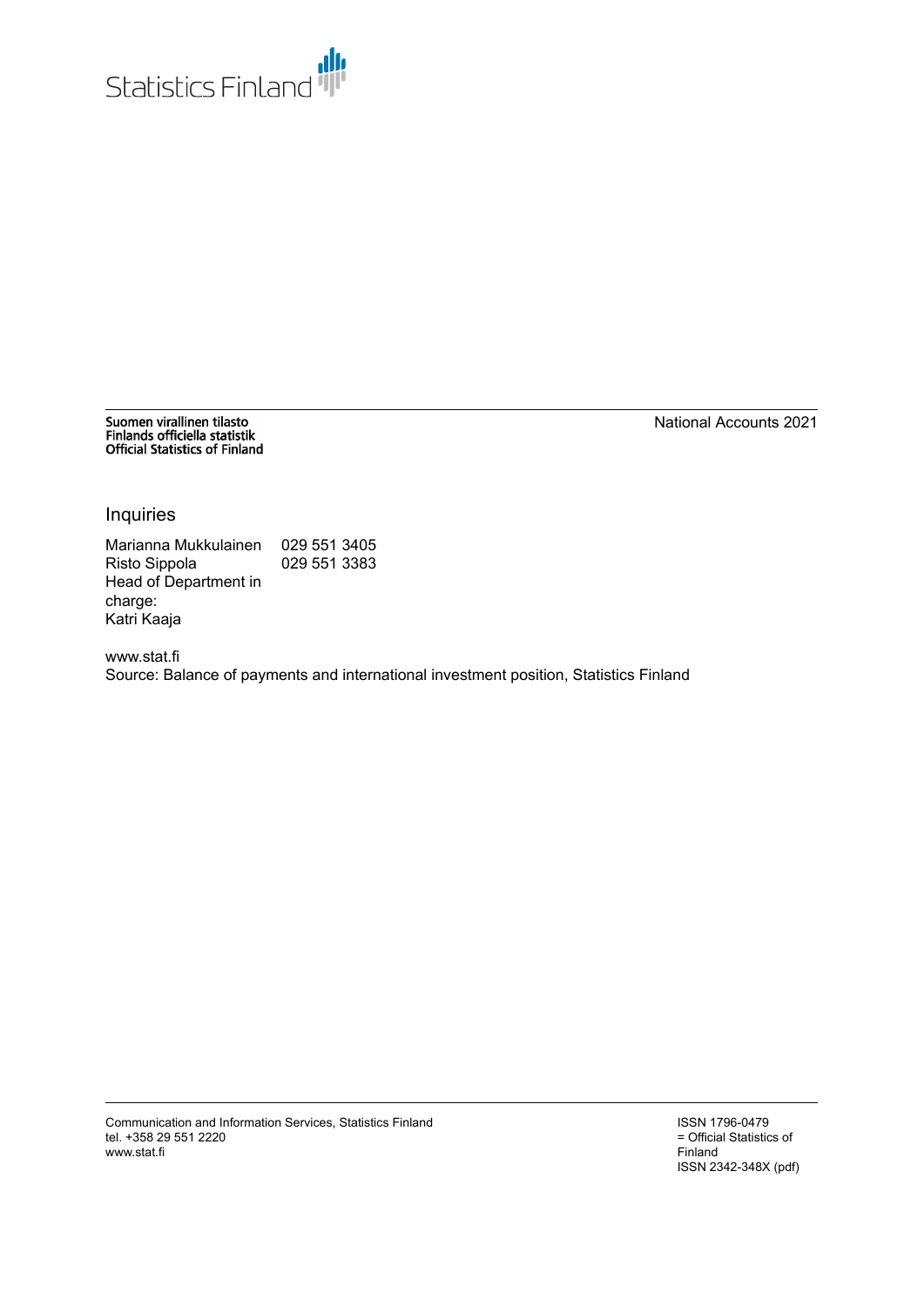Statistics Finland

Suomen virallinen tilasto
Finlands officiella statistik
Official Statistics of Finland

National Accounts 2021

## Inquiries

| | |
|---|---|
| Marianna Mukkulainen | 029 551 3405 |
| Risto Sippola | 029 551 3383 |
| Head of Department in charge: | |
| Katri Kaaja | |

www.stat.fi

Source: Balance of payments and international investment position, Statistics Finland

Communication and Information Services, Statistics Finland
tel. +358 29 551 2220
www.stat.fi

ISSN 1796-0479
= Official Statistics of Finland
ISSN 2342-348X (pdf)